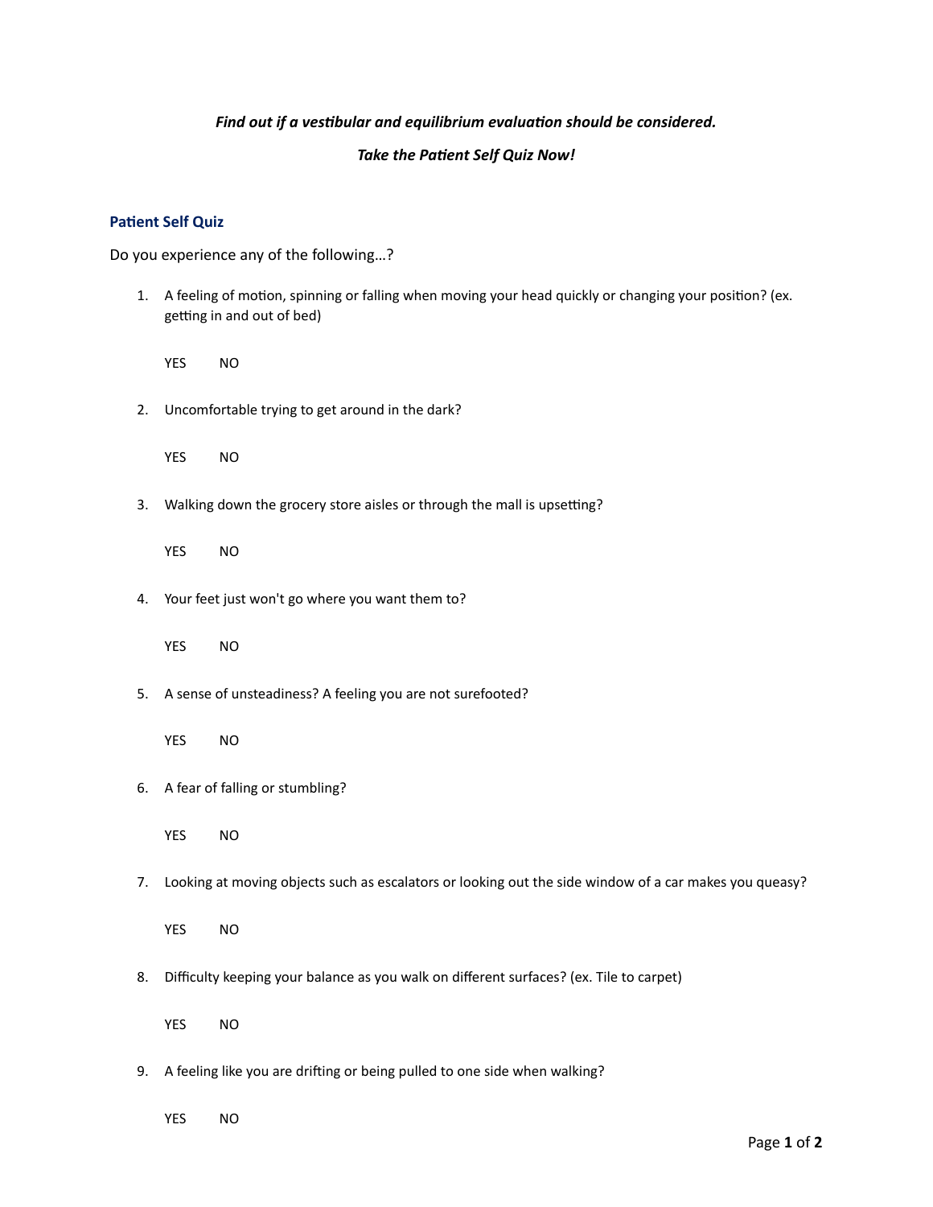***Find out if a vestibular and equilibrium evaluation should be considered.***

***Take the Patient Self Quiz Now!***

## Patient Self Quiz

Do you experience any of the following…?

1. A feeling of motion, spinning or falling when moving your head quickly or changing your position? (ex. getting in and out of bed)

   YES NO

2. Uncomfortable trying to get around in the dark?

   YES NO

3. Walking down the grocery store aisles or through the mall is upsetting?

   YES NO

4. Your feet just won't go where you want them to?

   YES NO

5. A sense of unsteadiness? A feeling you are not surefooted?

   YES NO

6. A fear of falling or stumbling?

   YES NO

7. Looking at moving objects such as escalators or looking out the side window of a car makes you queasy?

   YES NO

8. Difficulty keeping your balance as you walk on different surfaces? (ex. Tile to carpet)

   YES NO

9. A feeling like you are drifting or being pulled to one side when walking?

   YES NO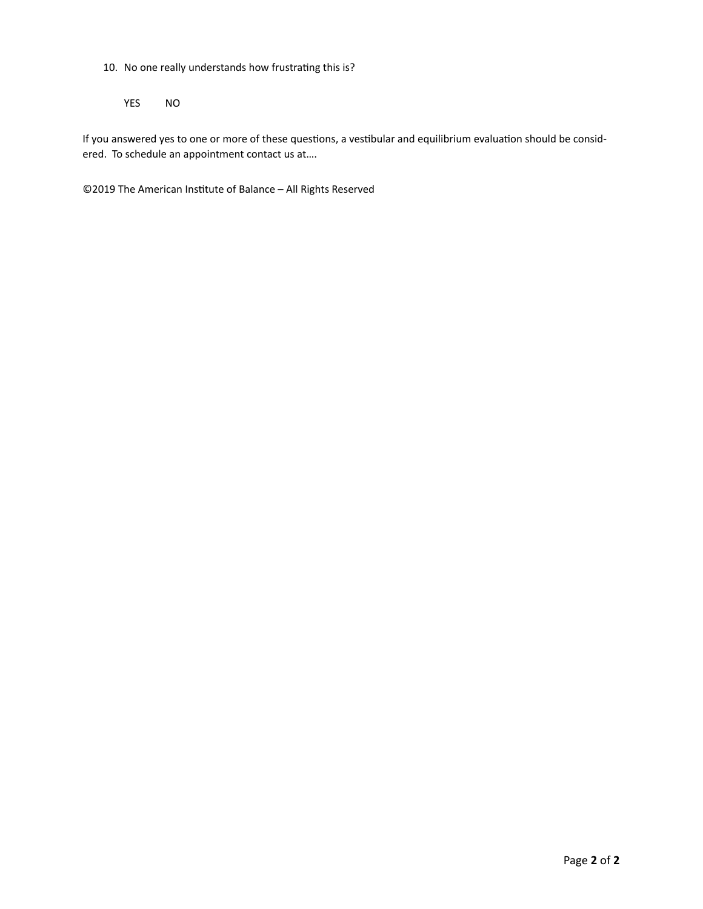10. No one really understands how frustrating this is?

    YES NO

If you answered yes to one or more of these questions, a vestibular and equilibrium evaluation should be considered. To schedule an appointment contact us at….

©2019 The American Institute of Balance – All Rights Reserved